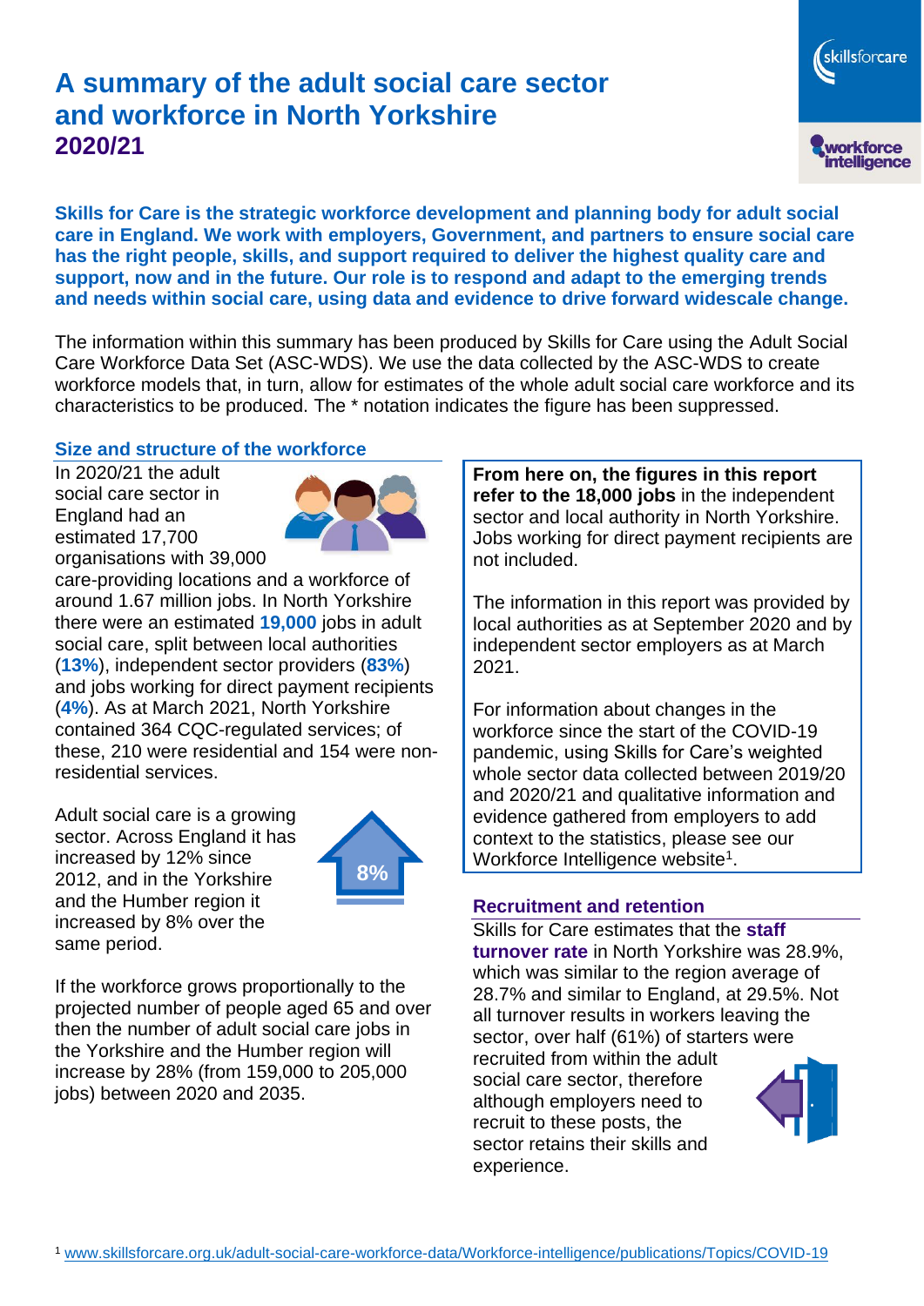# A summary of the adult social care sector and workforce in North Yorkshire 2020/21

**Skills for Care is the strategic workforce development and planning body for adult social care in England. We work with employers, Government, and partners to ensure social care has the right people, skills, and support required to deliver the highest quality care and support, now and in the future. Our role is to respond and adapt to the emerging trends and needs within social care, using data and evidence to drive forward widescale change.**

The information within this summary has been produced by Skills for Care using the Adult Social Care Workforce Data Set (ASC-WDS). We use the data collected by the ASC-WDS to create workforce models that, in turn, allow for estimates of the whole adult social care workforce and its characteristics to be produced. The * notation indicates the figure has been suppressed.

## Size and structure of the workforce

In 2020/21 the adult social care sector in England had an estimated 17,700 organisations with 39,000 care-providing locations and a workforce of around 1.67 million jobs. In North Yorkshire there were an estimated **19,000** jobs in adult social care, split between local authorities (**13%**), independent sector providers (**83%**) and jobs working for direct payment recipients (**4%**). As at March 2021, North Yorkshire contained 364 CQC-regulated services; of these, 210 were residential and 154 were non-residential services.

Adult social care is a growing sector. Across England it has increased by 12% since 2012, and in the Yorkshire and the Humber region it increased by 8% over the same period.

8%

If the workforce grows proportionally to the projected number of people aged 65 and over then the number of adult social care jobs in the Yorkshire and the Humber region will increase by 28% (from 159,000 to 205,000 jobs) between 2020 and 2035.

**From here on, the figures in this report refer to the 18,000 jobs** in the independent sector and local authority in North Yorkshire. Jobs working for direct payment recipients are not included.

The information in this report was provided by local authorities as at September 2020 and by independent sector employers as at March 2021.

For information about changes in the workforce since the start of the COVID-19 pandemic, using Skills for Care's weighted whole sector data collected between 2019/20 and 2020/21 and qualitative information and evidence gathered from employers to add context to the statistics, please see our Workforce Intelligence website[1].

## Recruitment and retention

Skills for Care estimates that the **staff turnover rate** in North Yorkshire was 28.9%, which was similar to the region average of 28.7% and similar to England, at 29.5%. Not all turnover results in workers leaving the sector, over half (61%) of starters were recruited from within the adult social care sector, therefore although employers need to recruit to these posts, the sector retains their skills and experience.

[1] www.skillsforcare.org.uk/adult-social-care-workforce-data/Workforce-intelligence/publications/Topics/COVID-19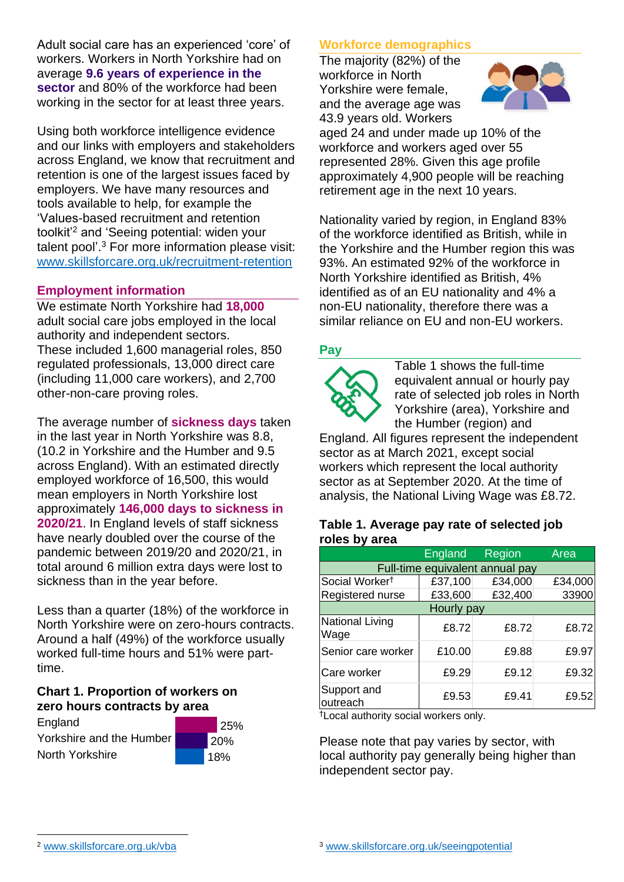Adult social care has an experienced 'core' of workers. Workers in North Yorkshire had on average **9.6 years of experience in the sector** and 80% of the workforce had been working in the sector for at least three years.

Using both workforce intelligence evidence and our links with employers and stakeholders across England, we know that recruitment and retention is one of the largest issues faced by employers. We have many resources and tools available to help, for example the 'Values-based recruitment and retention toolkit'[2] and 'Seeing potential: widen your talent pool'.[3] For more information please visit: www.skillsforcare.org.uk/recruitment-retention

## Employment information

We estimate North Yorkshire had **18,000** adult social care jobs employed in the local authority and independent sectors. These included 1,600 managerial roles, 850 regulated professionals, 13,000 direct care (including 11,000 care workers), and 2,700 other-non-care proving roles.

The average number of **sickness days** taken in the last year in North Yorkshire was 8.8, (10.2 in Yorkshire and the Humber and 9.5 across England). With an estimated directly employed workforce of 16,500, this would mean employers in North Yorkshire lost approximately **146,000 days to sickness in 2020/21**. In England levels of staff sickness have nearly doubled over the course of the pandemic between 2019/20 and 2020/21, in total around 6 million extra days were lost to sickness than in the year before.

Less than a quarter (18%) of the workforce in North Yorkshire were on zero-hours contracts. Around a half (49%) of the workforce usually worked full-time hours and 51% were part-time.

### Chart 1. Proportion of workers on zero hours contracts by area

| Area | Proportion |
|---|---|
| England | 25% |
| Yorkshire and the Humber | 20% |
| North Yorkshire | 18% |

## Workforce demographics

The majority (82%) of the workforce in North Yorkshire were female, and the average age was 43.9 years old. Workers aged 24 and under made up 10% of the workforce and workers aged over 55 represented 28%. Given this age profile approximately 4,900 people will be reaching retirement age in the next 10 years.

Nationality varied by region, in England 83% of the workforce identified as British, while in the Yorkshire and the Humber region this was 93%. An estimated 92% of the workforce in North Yorkshire identified as British, 4% identified as of an EU nationality and 4% a non-EU nationality, therefore there was a similar reliance on EU and non-EU workers.

## Pay

Table 1 shows the full-time equivalent annual or hourly pay rate of selected job roles in North Yorkshire (area), Yorkshire and the Humber (region) and England. All figures represent the independent sector as at March 2021, except social workers which represent the local authority sector as at September 2020. At the time of analysis, the National Living Wage was £8.72.

### Table 1. Average pay rate of selected job roles by area

| | England | Region | Area |
|---|---|---|---|
| **Full-time equivalent annual pay** | | | |
| Social Worker† | £37,100 | £34,000 | £34,000 |
| Registered nurse | £33,600 | £32,400 | 33900 |
| **Hourly pay** | | | |
| National Living Wage | £8.72 | £8.72 | £8.72 |
| Senior care worker | £10.00 | £9.88 | £9.97 |
| Care worker | £9.29 | £9.12 | £9.32 |
| Support and outreach | £9.53 | £9.41 | £9.52 |

†Local authority social workers only.

Please note that pay varies by sector, with local authority pay generally being higher than independent sector pay.

[2] www.skillsforcare.org.uk/vba

[3] www.skillsforcare.org.uk/seeingpotential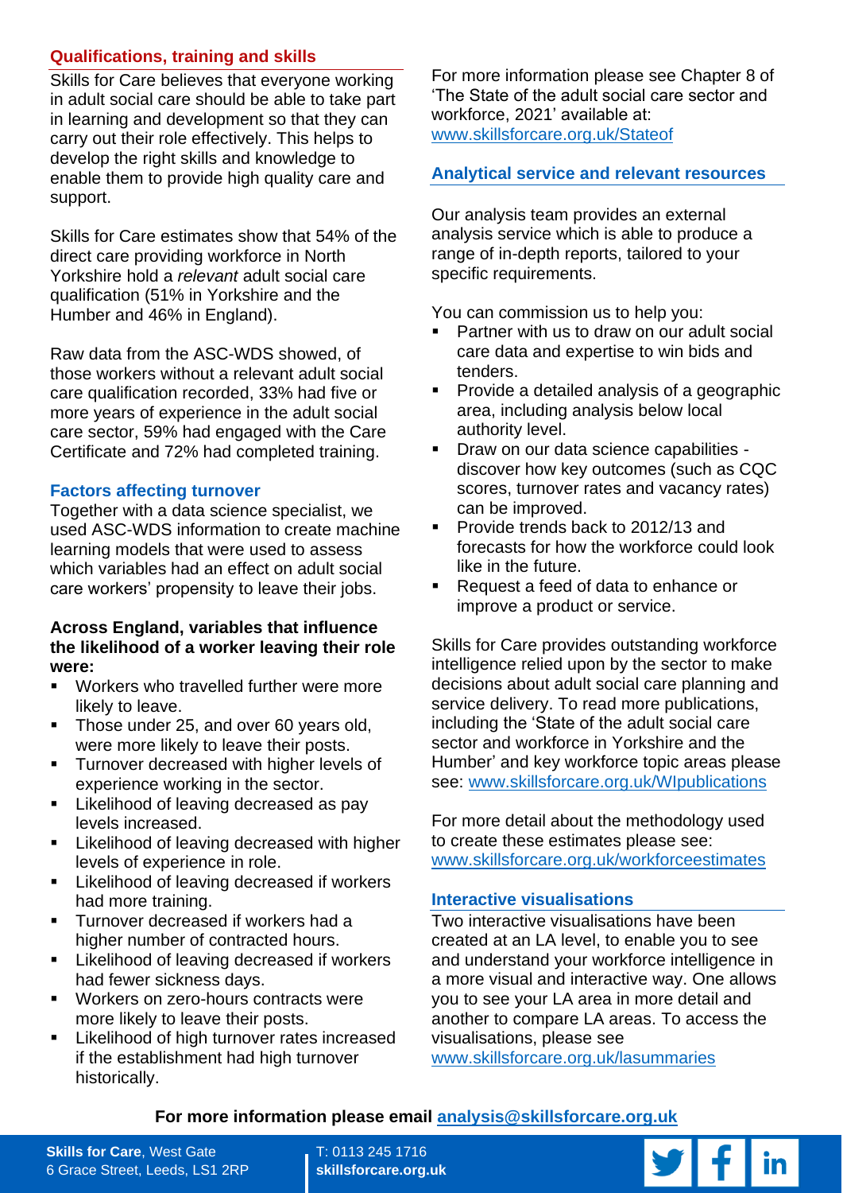## Qualifications, training and skills

Skills for Care believes that everyone working in adult social care should be able to take part in learning and development so that they can carry out their role effectively. This helps to develop the right skills and knowledge to enable them to provide high quality care and support.

Skills for Care estimates show that 54% of the direct care providing workforce in North Yorkshire hold a *relevant* adult social care qualification (51% in Yorkshire and the Humber and 46% in England).

Raw data from the ASC-WDS showed, of those workers without a relevant adult social care qualification recorded, 33% had five or more years of experience in the adult social care sector, 59% had engaged with the Care Certificate and 72% had completed training.

## Factors affecting turnover

Together with a data science specialist, we used ASC-WDS information to create machine learning models that were used to assess which variables had an effect on adult social care workers' propensity to leave their jobs.

**Across England, variables that influence the likelihood of a worker leaving their role were:**

- Workers who travelled further were more likely to leave.
- Those under 25, and over 60 years old, were more likely to leave their posts.
- Turnover decreased with higher levels of experience working in the sector.
- Likelihood of leaving decreased as pay levels increased.
- Likelihood of leaving decreased with higher levels of experience in role.
- Likelihood of leaving decreased if workers had more training.
- Turnover decreased if workers had a higher number of contracted hours.
- Likelihood of leaving decreased if workers had fewer sickness days.
- Workers on zero-hours contracts were more likely to leave their posts.
- Likelihood of high turnover rates increased if the establishment had high turnover historically.

For more information please see Chapter 8 of 'The State of the adult social care sector and workforce, 2021' available at: www.skillsforcare.org.uk/Stateof

## Analytical service and relevant resources

Our analysis team provides an external analysis service which is able to produce a range of in-depth reports, tailored to your specific requirements.

You can commission us to help you:

- Partner with us to draw on our adult social care data and expertise to win bids and tenders.
- Provide a detailed analysis of a geographic area, including analysis below local authority level.
- Draw on our data science capabilities - discover how key outcomes (such as CQC scores, turnover rates and vacancy rates) can be improved.
- Provide trends back to 2012/13 and forecasts for how the workforce could look like in the future.
- Request a feed of data to enhance or improve a product or service.

Skills for Care provides outstanding workforce intelligence relied upon by the sector to make decisions about adult social care planning and service delivery. To read more publications, including the 'State of the adult social care sector and workforce in Yorkshire and the Humber' and key workforce topic areas please see: www.skillsforcare.org.uk/WIpublications

For more detail about the methodology used to create these estimates please see: www.skillsforcare.org.uk/workforceestimates

## Interactive visualisations

Two interactive visualisations have been created at an LA level, to enable you to see and understand your workforce intelligence in a more visual and interactive way. One allows you to see your LA area in more detail and another to compare LA areas. To access the visualisations, please see www.skillsforcare.org.uk/lasummaries

**For more information please email analysis@skillsforcare.org.uk**

**Skills for Care**, West Gate
6 Grace Street, Leeds, LS1 2RP

T: 0113 245 1716
**skillsforcare.org.uk**